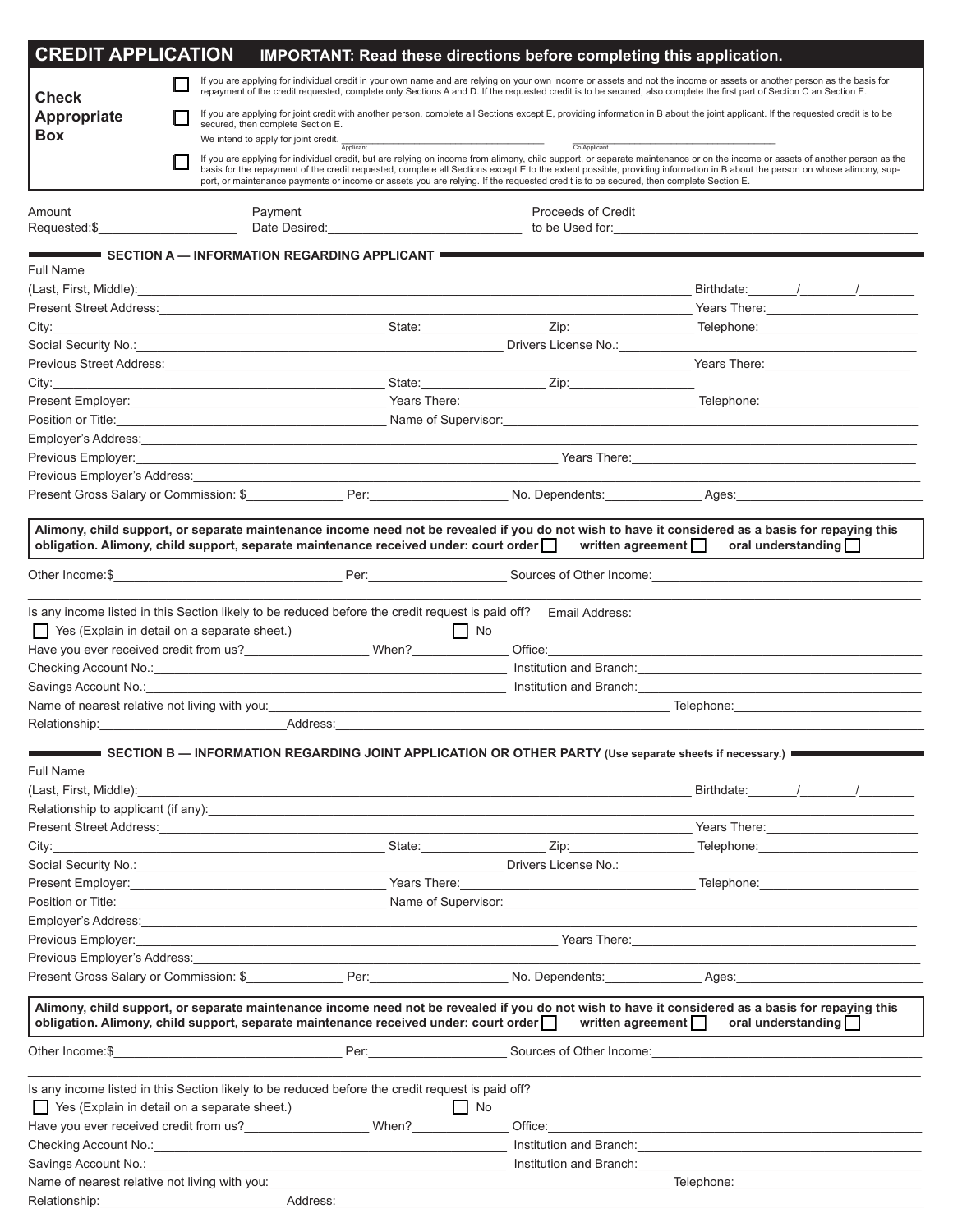# CREDIT APPLICATION

**IMPORTANT: Read these directions before completing this application.**

**Check Appropriate Box**

☐ If you are applying for individual credit in your own name and are relying on your own income or assets and not the income or assets or another person as the basis for repayment of the credit requested, complete only Sections A and D. If the requested credit is to be secured, also complete the first part of Section C an Section E.

☐ If you are applying for joint credit with another person, complete all Sections except E, providing information in B about the joint applicant. If the requested credit is to be secured, then complete Section E.

We intend to apply for joint credit. ______________________ Applicant ______________________ Co Applicant

☐ If you are applying for individual credit, but are relying on income from alimony, child support, or separate maintenance or on the income or assets of another person as the basis for the repayment of the credit requested, complete all Sections except E to the extent possible, providing information in B about the person on whose alimony, support, or maintenance payments or income or assets you are relying. If the requested credit is to be secured, then complete Section E.

Amount Requested:$__________ Payment Date Desired:__________ Proceeds of Credit to be Used for:__________

## SECTION A — INFORMATION REGARDING APPLICANT

Full Name (Last, First, Middle):__________ Birthdate:____/____/____

Present Street Address:__________ Years There:__________

City:__________ State:__________ Zip:__________ Telephone:__________

Social Security No.:__________ Drivers License No.:__________

Previous Street Address:__________ Years There:__________

City:__________ State:__________ Zip:__________

Present Employer:__________ Years There:__________ Telephone:__________

Position or Title:__________ Name of Supervisor:__________

Employer's Address:__________

Previous Employer:__________ Years There:__________

Previous Employer's Address:__________

Present Gross Salary or Commission: $__________ Per:__________ No. Dependents:__________ Ages:__________

**Alimony, child support, or separate maintenance income need not be revealed if you do not wish to have it considered as a basis for repaying this obligation. Alimony, child support, separate maintenance received under: court order ☐ written agreement ☐ oral understanding ☐**

Other Income:$__________ Per:__________ Sources of Other Income:__________

Is any income listed in this Section likely to be reduced before the credit request is paid off? Email Address:

☐ Yes (Explain in detail on a separate sheet.) ☐ No

Have you ever received credit from us?__________ When?__________ Office:__________

Checking Account No.:__________ Institution and Branch:__________

Savings Account No.:__________ Institution and Branch:__________

Name of nearest relative not living with you:__________ Telephone:__________

Relationship:__________ Address:__________

## SECTION B — INFORMATION REGARDING JOINT APPLICATION OR OTHER PARTY (Use separate sheets if necessary.)

Full Name (Last, First, Middle):__________ Birthdate:____/____/____

Relationship to applicant (if any):__________

Present Street Address:__________ Years There:__________

City:__________ State:__________ Zip:__________ Telephone:__________

Social Security No.:__________ Drivers License No.:__________

Present Employer:__________ Years There:__________ Telephone:__________

Position or Title:__________ Name of Supervisor:__________

Employer's Address:__________

Previous Employer:__________ Years There:__________

Previous Employer's Address:__________

Present Gross Salary or Commission: $__________ Per:__________ No. Dependents:__________ Ages:__________

**Alimony, child support, or separate maintenance income need not be revealed if you do not wish to have it considered as a basis for repaying this obligation. Alimony, child support, separate maintenance received under: court order ☐ written agreement ☐ oral understanding ☐**

Other Income:$__________ Per:__________ Sources of Other Income:__________

Is any income listed in this Section likely to be reduced before the credit request is paid off?

☐ Yes (Explain in detail on a separate sheet.) ☐ No

Have you ever received credit from us?__________ When?__________ Office:__________

Checking Account No.:__________ Institution and Branch:__________

Savings Account No.:__________ Institution and Branch:__________

Name of nearest relative not living with you:__________ Telephone:__________

Relationship:__________ Address:__________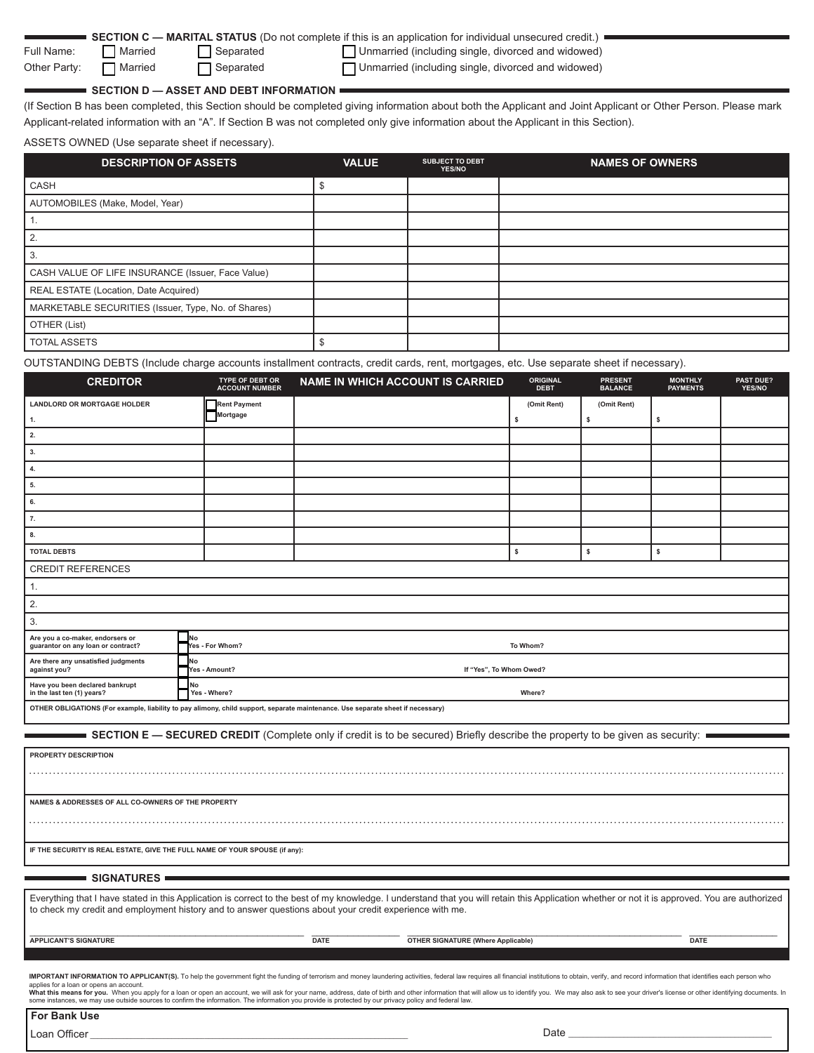## SECTION C — MARITAL STATUS (Do not complete if this is an application for individual unsecured credit.)

Full Name: ☐ Married ☐ Separated ☐ Unmarried (including single, divorced and widowed)

Other Party: ☐ Married ☐ Separated ☐ Unmarried (including single, divorced and widowed)

## SECTION D — ASSET AND DEBT INFORMATION

(If Section B has been completed, this Section should be completed giving information about both the Applicant and Joint Applicant or Other Person. Please mark Applicant-related information with an "A". If Section B was not completed only give information about the Applicant in this Section).

ASSETS OWNED (Use separate sheet if necessary).

| DESCRIPTION OF ASSETS | VALUE | SUBJECT TO DEBT YES/NO | NAMES OF OWNERS |
|---|---|---|---|
| CASH | $ | | |
| AUTOMOBILES (Make, Model, Year) | | | |
| 1. | | | |
| 2. | | | |
| 3. | | | |
| CASH VALUE OF LIFE INSURANCE (Issuer, Face Value) | | | |
| REAL ESTATE (Location, Date Acquired) | | | |
| MARKETABLE SECURITIES (Issuer, Type, No. of Shares) | | | |
| OTHER (List) | | | |
| TOTAL ASSETS | $ | | |

OUTSTANDING DEBTS (Include charge accounts installment contracts, credit cards, rent, mortgages, etc. Use separate sheet if necessary).

| CREDITOR | TYPE OF DEBT OR ACCOUNT NUMBER | NAME IN WHICH ACCOUNT IS CARRIED | ORIGINAL DEBT | PRESENT BALANCE | MONTHLY PAYMENTS | PAST DUE? YES/NO |
|---|---|---|---|---|---|---|
| LANDLORD OR MORTGAGE HOLDER<br>1. | ☐ Rent Payment<br>☐ Mortgage | | (Omit Rent)<br>$ | (Omit Rent)<br>$ | $ | |
| 2. | | | | | | |
| 3. | | | | | | |
| 4. | | | | | | |
| 5. | | | | | | |
| 6. | | | | | | |
| 7. | | | | | | |
| 8. | | | | | | |
| TOTAL DEBTS | | | $ | $ | $ | |

CREDIT REFERENCES

1.

2.

3.

| | | |
|---|---|---|
| Are you a co-maker, endorsers or guarantor on any loan or contract? | ☐ No<br>☐ Yes - For Whom? | To Whom? |
| Are there any unsatisfied judgments against you? | ☐ No<br>☐ Yes - Amount? | If "Yes", To Whom Owed? |
| Have you been declared bankrupt in the last ten (1) years? | ☐ No<br>☐ Yes - Where? | Where? |

OTHER OBLIGATIONS (For example, liability to pay alimony, child support, separate maintenance. Use separate sheet if necessary)

## SECTION E — SECURED CREDIT (Complete only if credit is to be secured) Briefly describe the property to be given as security:

PROPERTY DESCRIPTION

NAMES & ADDRESSES OF ALL CO-OWNERS OF THE PROPERTY

IF THE SECURITY IS REAL ESTATE, GIVE THE FULL NAME OF YOUR SPOUSE (if any):

## SIGNATURES

Everything that I have stated in this Application is correct to the best of my knowledge. I understand that you will retain this Application whether or not it is approved. You are authorized to check my credit and employment history and to answer questions about your credit experience with me.

APPLICANT'S SIGNATURE ______________ DATE ______________ OTHER SIGNATURE (Where Applicable) ______________ DATE ______________

**IMPORTANT INFORMATION TO APPLICANT(S).** To help the government fight the funding of terrorism and money laundering activities, federal law requires all financial institutions to obtain, verify, and record information that identifies each person who applies for a loan or opens an account.
**What this means for you.** When you apply for a loan or open an account, we will ask for your name, address, date of birth and other information that will allow us to identify you. We may also ask to see your driver's license or other identifying documents. In some instances, we may use outside sources to confirm the information. The information you provide is protected by our privacy policy and federal law.

**For Bank Use**

Loan Officer ______________________________ Date ______________________________